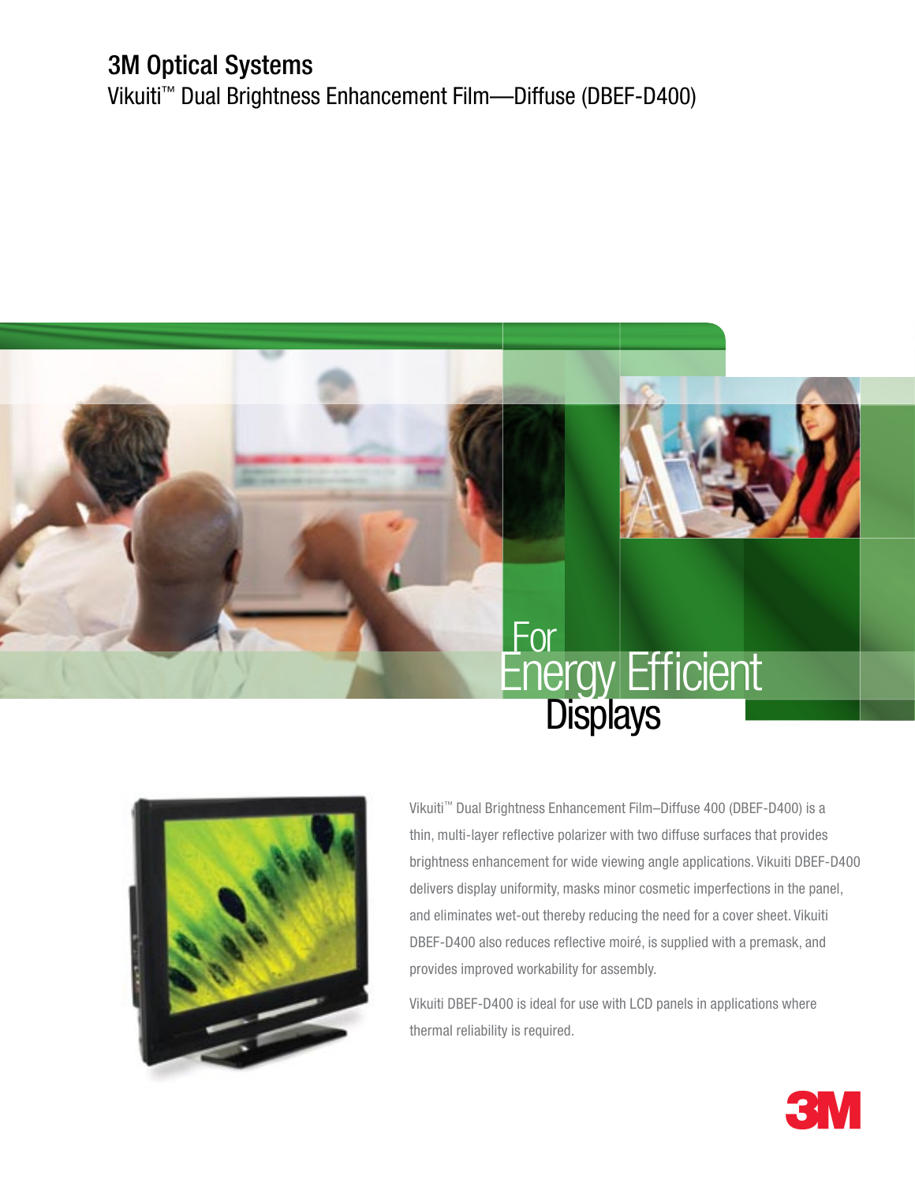# 3M Optical Systems

## Vikuiti™ Dual Brightness Enhancement Film—Diffuse (DBEF-D400)

## For Energy Efficient Displays

Vikuiti™ Dual Brightness Enhancement Film–Diffuse 400 (DBEF-D400) is a thin, multi-layer reflective polarizer with two diffuse surfaces that provides brightness enhancement for wide viewing angle applications. Vikuiti DBEF-D400 delivers display uniformity, masks minor cosmetic imperfections in the panel, and eliminates wet-out thereby reducing the need for a cover sheet. Vikuiti DBEF-D400 also reduces reflective moiré, is supplied with a premask, and provides improved workability for assembly.

Vikuiti DBEF-D400 is ideal for use with LCD panels in applications where thermal reliability is required.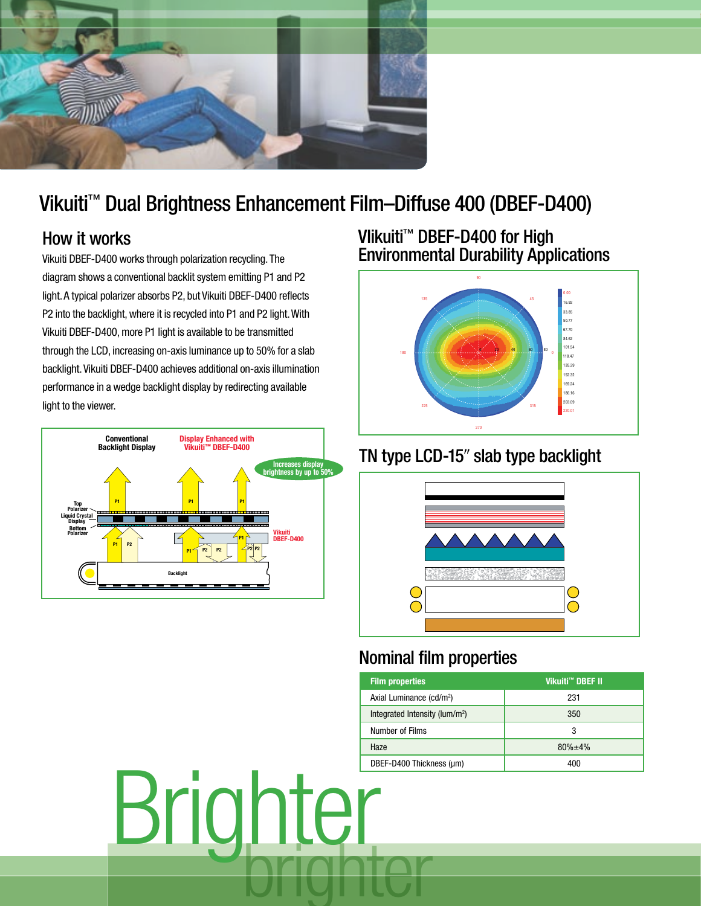# Vikuiti™ Dual Brightness Enhancement Film–Diffuse 400 (DBEF-D400)

## How it works

Vikuiti DBEF-D400 works through polarization recycling. The diagram shows a conventional backlit system emitting P1 and P2 light. A typical polarizer absorbs P2, but Vikuiti DBEF-D400 reflects P2 into the backlight, where it is recycled into P1 and P2 light. With Vikuiti DBEF-D400, more P1 light is available to be transmitted through the LCD, increasing on-axis luminance up to 50% for a slab backlight. Vikuiti DBEF-D400 achieves additional on-axis illumination performance in a wedge backlight display by redirecting available light to the viewer.

## Vlikuiti™ DBEF-D400 for High Environmental Durability Applications

## TN type LCD-15″ slab type backlight

## Nominal film properties

| Film properties | Vikuiti™ DBEF II |
| --- | --- |
| Axial Luminance (cd/m²) | 231 |
| Integrated Intensity (lum/m²) | 350 |
| Number of Films | 3 |
| Haze | 80%±4% |
| DBEF-D400 Thickness (µm) | 400 |

Brighter brighter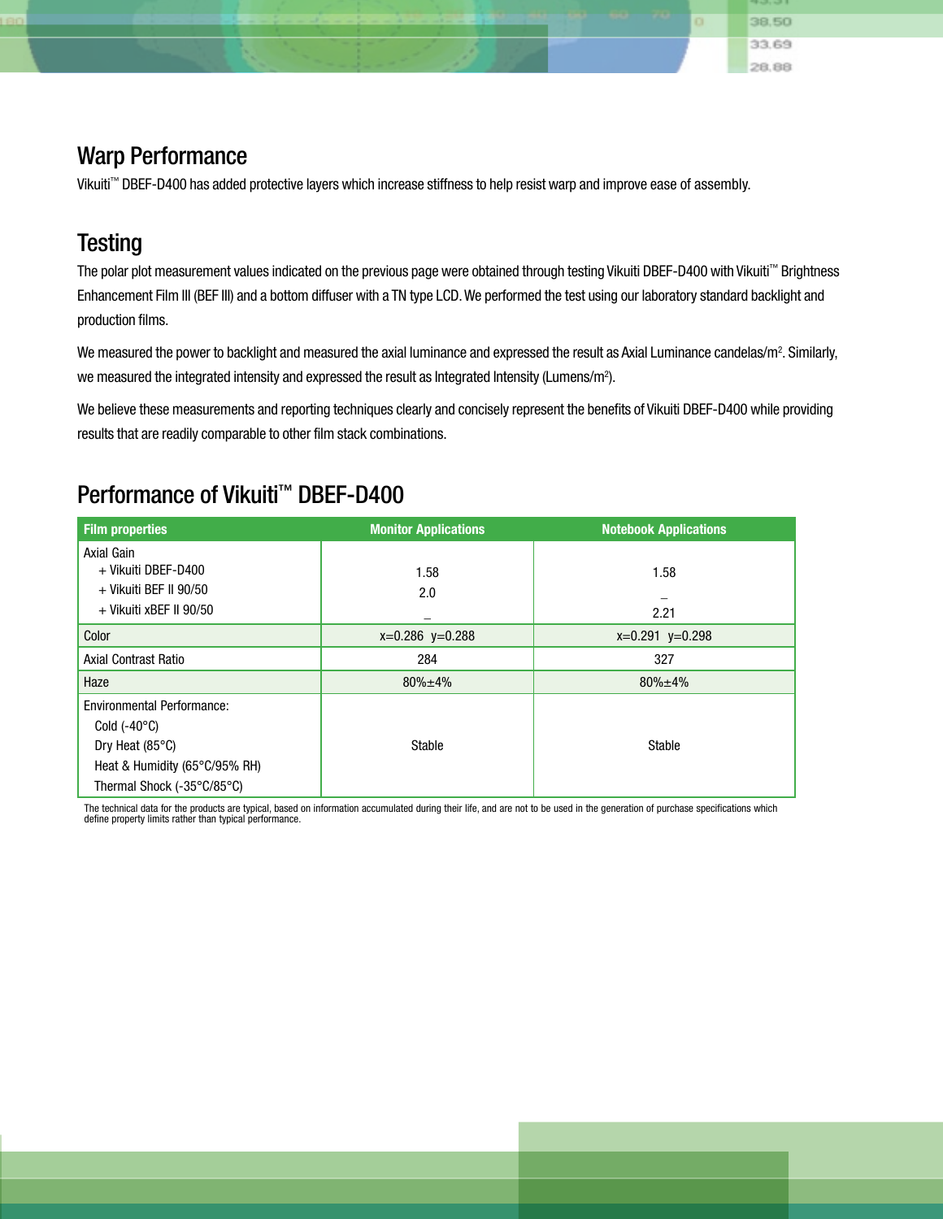## Warp Performance

Vikuiti™ DBEF-D400 has added protective layers which increase stiffness to help resist warp and improve ease of assembly.

## Testing

The polar plot measurement values indicated on the previous page were obtained through testing Vikuiti DBEF-D400 with Vikuiti™ Brightness Enhancement Film III (BEF III) and a bottom diffuser with a TN type LCD. We performed the test using our laboratory standard backlight and production films.

We measured the power to backlight and measured the axial luminance and expressed the result as Axial Luminance candelas/m². Similarly, we measured the integrated intensity and expressed the result as Integrated Intensity (Lumens/m²).

We believe these measurements and reporting techniques clearly and concisely represent the benefits of Vikuiti DBEF-D400 while providing results that are readily comparable to other film stack combinations.

## Performance of Vikuiti™ DBEF-D400

| Film properties | Monitor Applications | Notebook Applications |
|---|---|---|
| Axial Gain | | |
| + Vikuiti DBEF-D400 | 1.58 | 1.58 |
| + Vikuiti BEF II 90/50 | 2.0 | – |
| + Vikuiti xBEF II 90/50 | – | 2.21 |
| Color | x=0.286 y=0.288 | x=0.291 y=0.298 |
| Axial Contrast Ratio | 284 | 327 |
| Haze | 80%±4% | 80%±4% |
| Environmental Performance: Cold (-40°C), Dry Heat (85°C), Heat & Humidity (65°C/95% RH), Thermal Shock (-35°C/85°C) | Stable | Stable |

The technical data for the products are typical, based on information accumulated during their life, and are not to be used in the generation of purchase specifications which define property limits rather than typical performance.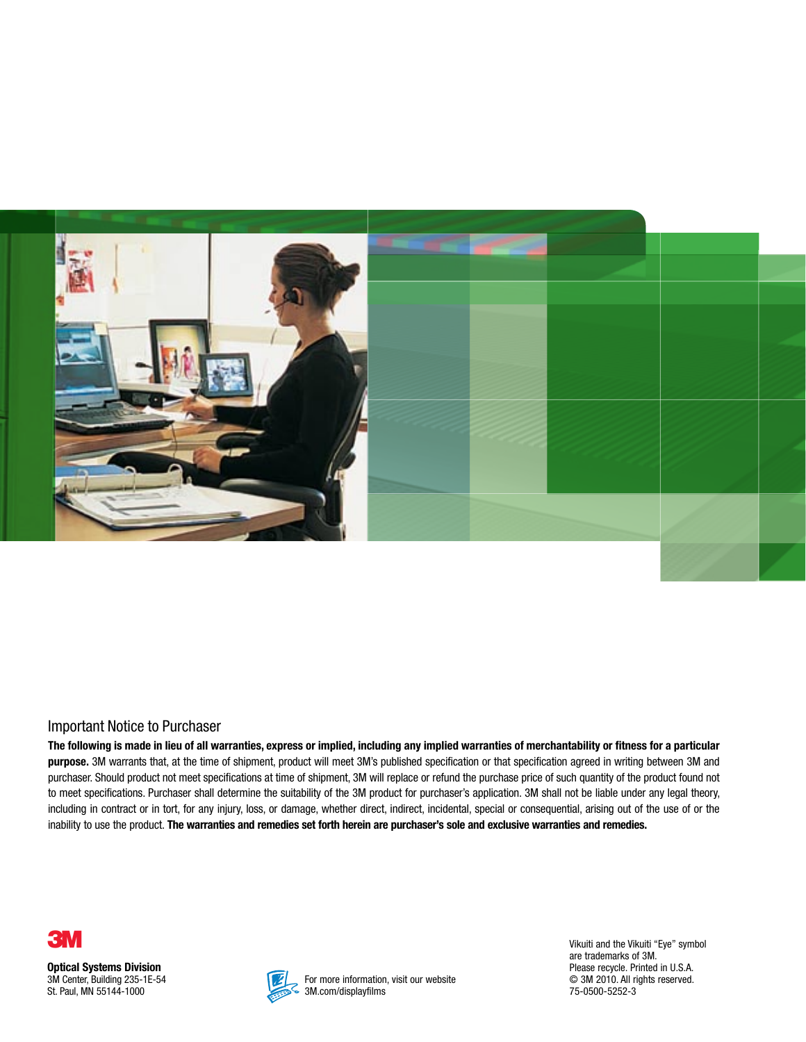## Important Notice to Purchaser

**The following is made in lieu of all warranties, express or implied, including any implied warranties of merchantability or fitness for a particular purpose.** 3M warrants that, at the time of shipment, product will meet 3M's published specification or that specification agreed in writing between 3M and purchaser. Should product not meet specifications at time of shipment, 3M will replace or refund the purchase price of such quantity of the product found not to meet specifications. Purchaser shall determine the suitability of the 3M product for purchaser's application. 3M shall not be liable under any legal theory, including in contract or in tort, for any injury, loss, or damage, whether direct, indirect, incidental, special or consequential, arising out of the use of or the inability to use the product. **The warranties and remedies set forth herein are purchaser's sole and exclusive warranties and remedies.**

3M

**Optical Systems Division**
3M Center, Building 235-1E-54
St. Paul, MN 55144-1000

For more information, visit our website
3M.com/displayfilms

Vikuiti and the Vikuiti "Eye" symbol are trademarks of 3M.
Please recycle. Printed in U.S.A.
© 3M 2010. All rights reserved.
75-0500-5252-3